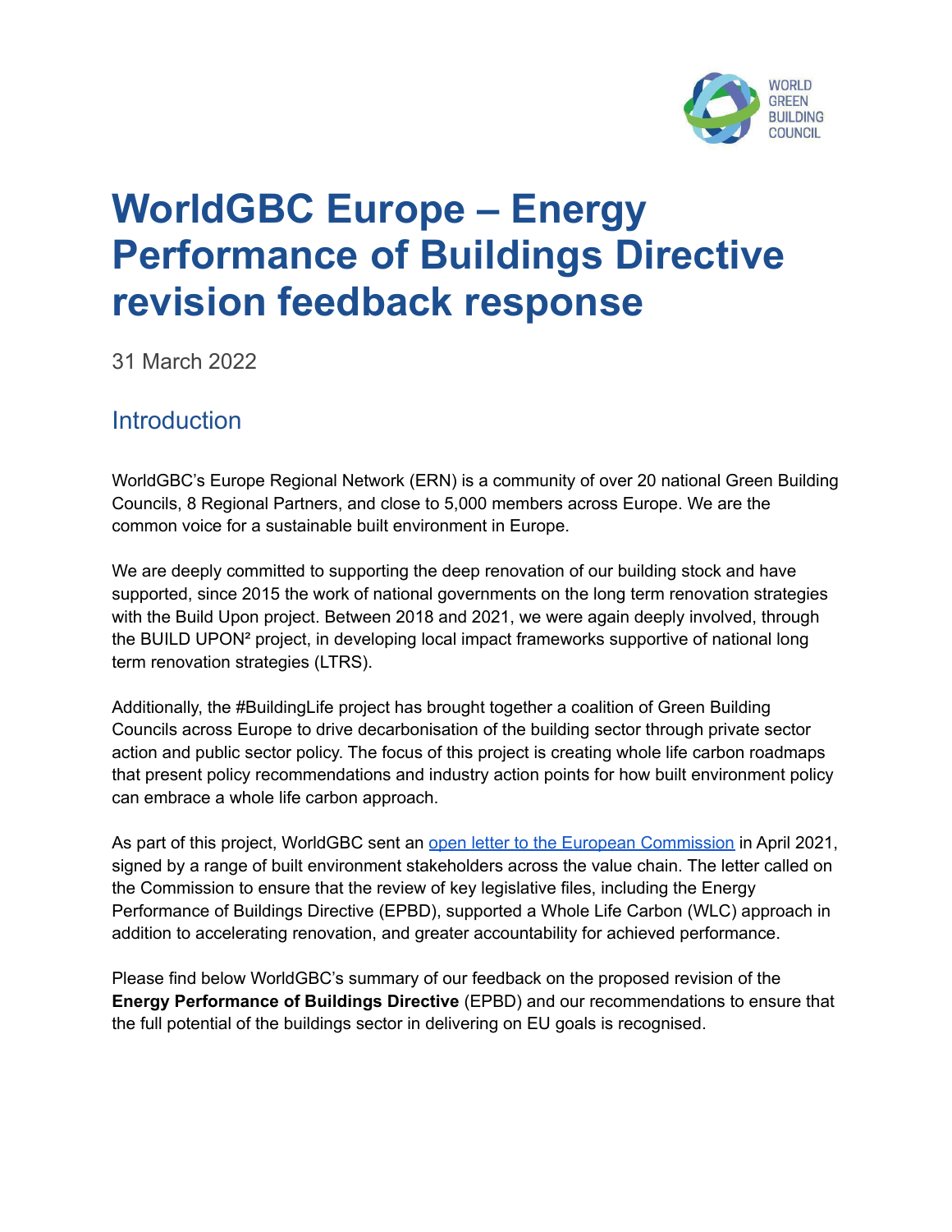# WorldGBC Europe – Energy Performance of Buildings Directive revision feedback response

31 March 2022

## Introduction

WorldGBC's Europe Regional Network (ERN) is a community of over 20 national Green Building Councils, 8 Regional Partners, and close to 5,000 members across Europe. We are the common voice for a sustainable built environment in Europe.

We are deeply committed to supporting the deep renovation of our building stock and have supported, since 2015 the work of national governments on the long term renovation strategies with the Build Upon project. Between 2018 and 2021, we were again deeply involved, through the BUILD UPON² project, in developing local impact frameworks supportive of national long term renovation strategies (LTRS).

Additionally, the #BuildingLife project has brought together a coalition of Green Building Councils across Europe to drive decarbonisation of the building sector through private sector action and public sector policy. The focus of this project is creating whole life carbon roadmaps that present policy recommendations and industry action points for how built environment policy can embrace a whole life carbon approach.

As part of this project, WorldGBC sent an open letter to the European Commission in April 2021, signed by a range of built environment stakeholders across the value chain. The letter called on the Commission to ensure that the review of key legislative files, including the Energy Performance of Buildings Directive (EPBD), supported a Whole Life Carbon (WLC) approach in addition to accelerating renovation, and greater accountability for achieved performance.

Please find below WorldGBC's summary of our feedback on the proposed revision of the **Energy Performance of Buildings Directive** (EPBD) and our recommendations to ensure that the full potential of the buildings sector in delivering on EU goals is recognised.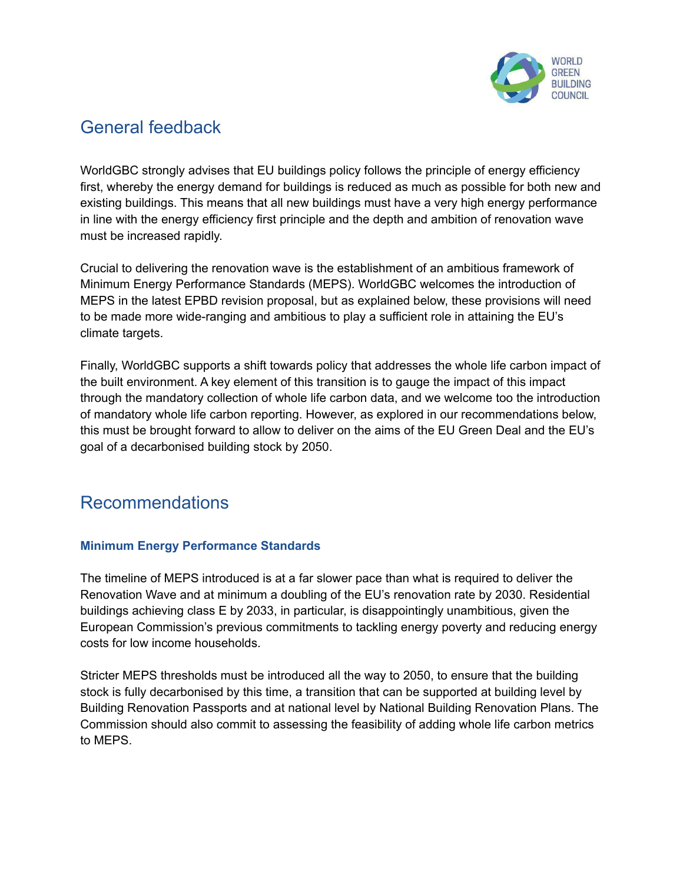## General feedback

WorldGBC strongly advises that EU buildings policy follows the principle of energy efficiency first, whereby the energy demand for buildings is reduced as much as possible for both new and existing buildings. This means that all new buildings must have a very high energy performance in line with the energy efficiency first principle and the depth and ambition of renovation wave must be increased rapidly.

Crucial to delivering the renovation wave is the establishment of an ambitious framework of Minimum Energy Performance Standards (MEPS). WorldGBC welcomes the introduction of MEPS in the latest EPBD revision proposal, but as explained below, these provisions will need to be made more wide-ranging and ambitious to play a sufficient role in attaining the EU's climate targets.

Finally, WorldGBC supports a shift towards policy that addresses the whole life carbon impact of the built environment. A key element of this transition is to gauge the impact of this impact through the mandatory collection of whole life carbon data, and we welcome too the introduction of mandatory whole life carbon reporting. However, as explored in our recommendations below, this must be brought forward to allow to deliver on the aims of the EU Green Deal and the EU's goal of a decarbonised building stock by 2050.

## Recommendations

### Minimum Energy Performance Standards

The timeline of MEPS introduced is at a far slower pace than what is required to deliver the Renovation Wave and at minimum a doubling of the EU's renovation rate by 2030. Residential buildings achieving class E by 2033, in particular, is disappointingly unambitious, given the European Commission's previous commitments to tackling energy poverty and reducing energy costs for low income households.

Stricter MEPS thresholds must be introduced all the way to 2050, to ensure that the building stock is fully decarbonised by this time, a transition that can be supported at building level by Building Renovation Passports and at national level by National Building Renovation Plans. The Commission should also commit to assessing the feasibility of adding whole life carbon metrics to MEPS.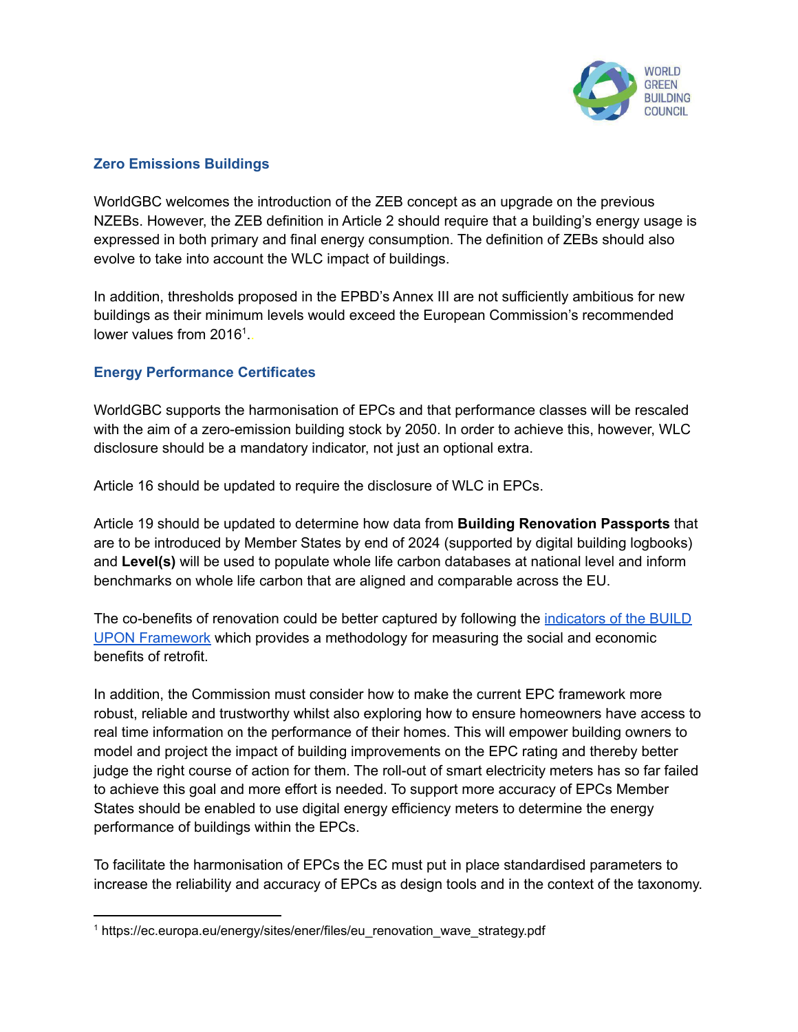## Zero Emissions Buildings

WorldGBC welcomes the introduction of the ZEB concept as an upgrade on the previous NZEBs. However, the ZEB definition in Article 2 should require that a building's energy usage is expressed in both primary and final energy consumption. The definition of ZEBs should also evolve to take into account the WLC impact of buildings.

In addition, thresholds proposed in the EPBD's Annex III are not sufficiently ambitious for new buildings as their minimum levels would exceed the European Commission's recommended lower values from 2016[1].

## Energy Performance Certificates

WorldGBC supports the harmonisation of EPCs and that performance classes will be rescaled with the aim of a zero-emission building stock by 2050. In order to achieve this, however, WLC disclosure should be a mandatory indicator, not just an optional extra.

Article 16 should be updated to require the disclosure of WLC in EPCs.

Article 19 should be updated to determine how data from **Building Renovation Passports** that are to be introduced by Member States by end of 2024 (supported by digital building logbooks) and **Level(s)** will be used to populate whole life carbon databases at national level and inform benchmarks on whole life carbon that are aligned and comparable across the EU.

The co-benefits of renovation could be better captured by following the [indicators of the BUILD UPON Framework]() which provides a methodology for measuring the social and economic benefits of retrofit.

In addition, the Commission must consider how to make the current EPC framework more robust, reliable and trustworthy whilst also exploring how to ensure homeowners have access to real time information on the performance of their homes. This will empower building owners to model and project the impact of building improvements on the EPC rating and thereby better judge the right course of action for them. The roll-out of smart electricity meters has so far failed to achieve this goal and more effort is needed. To support more accuracy of EPCs Member States should be enabled to use digital energy efficiency meters to determine the energy performance of buildings within the EPCs.

To facilitate the harmonisation of EPCs the EC must put in place standardised parameters to increase the reliability and accuracy of EPCs as design tools and in the context of the taxonomy.

---

[1] https://ec.europa.eu/energy/sites/ener/files/eu_renovation_wave_strategy.pdf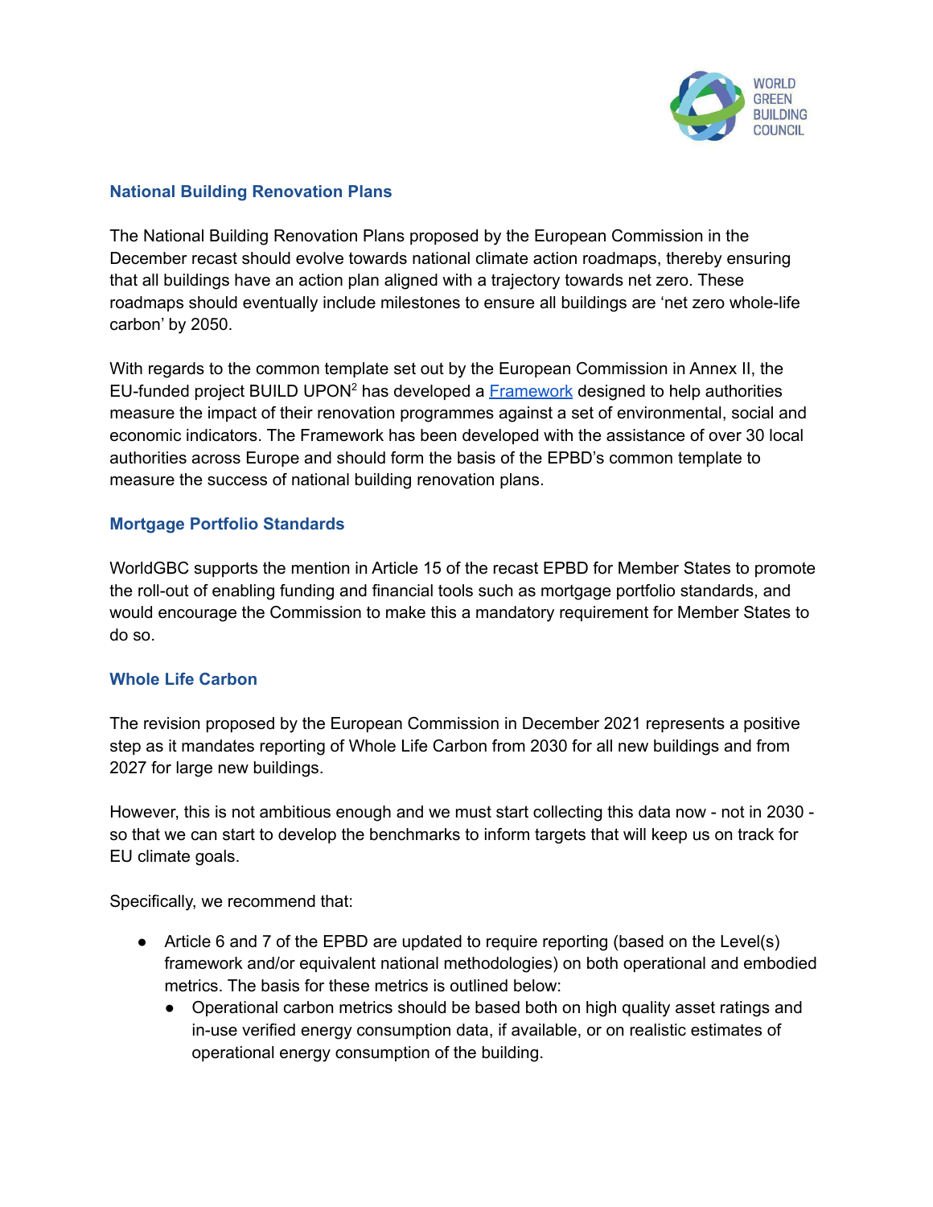## National Building Renovation Plans

The National Building Renovation Plans proposed by the European Commission in the December recast should evolve towards national climate action roadmaps, thereby ensuring that all buildings have an action plan aligned with a trajectory towards net zero. These roadmaps should eventually include milestones to ensure all buildings are 'net zero whole-life carbon' by 2050.

With regards to the common template set out by the European Commission in Annex II, the EU-funded project BUILD UPON[2] has developed a Framework designed to help authorities measure the impact of their renovation programmes against a set of environmental, social and economic indicators. The Framework has been developed with the assistance of over 30 local authorities across Europe and should form the basis of the EPBD's common template to measure the success of national building renovation plans.

## Mortgage Portfolio Standards

WorldGBC supports the mention in Article 15 of the recast EPBD for Member States to promote the roll-out of enabling funding and financial tools such as mortgage portfolio standards, and would encourage the Commission to make this a mandatory requirement for Member States to do so.

## Whole Life Carbon

The revision proposed by the European Commission in December 2021 represents a positive step as it mandates reporting of Whole Life Carbon from 2030 for all new buildings and from 2027 for large new buildings.

However, this is not ambitious enough and we must start collecting this data now - not in 2030 - so that we can start to develop the benchmarks to inform targets that will keep us on track for EU climate goals.

Specifically, we recommend that:

- Article 6 and 7 of the EPBD are updated to require reporting (based on the Level(s) framework and/or equivalent national methodologies) on both operational and embodied metrics. The basis for these metrics is outlined below:
  - Operational carbon metrics should be based both on high quality asset ratings and in-use verified energy consumption data, if available, or on realistic estimates of operational energy consumption of the building.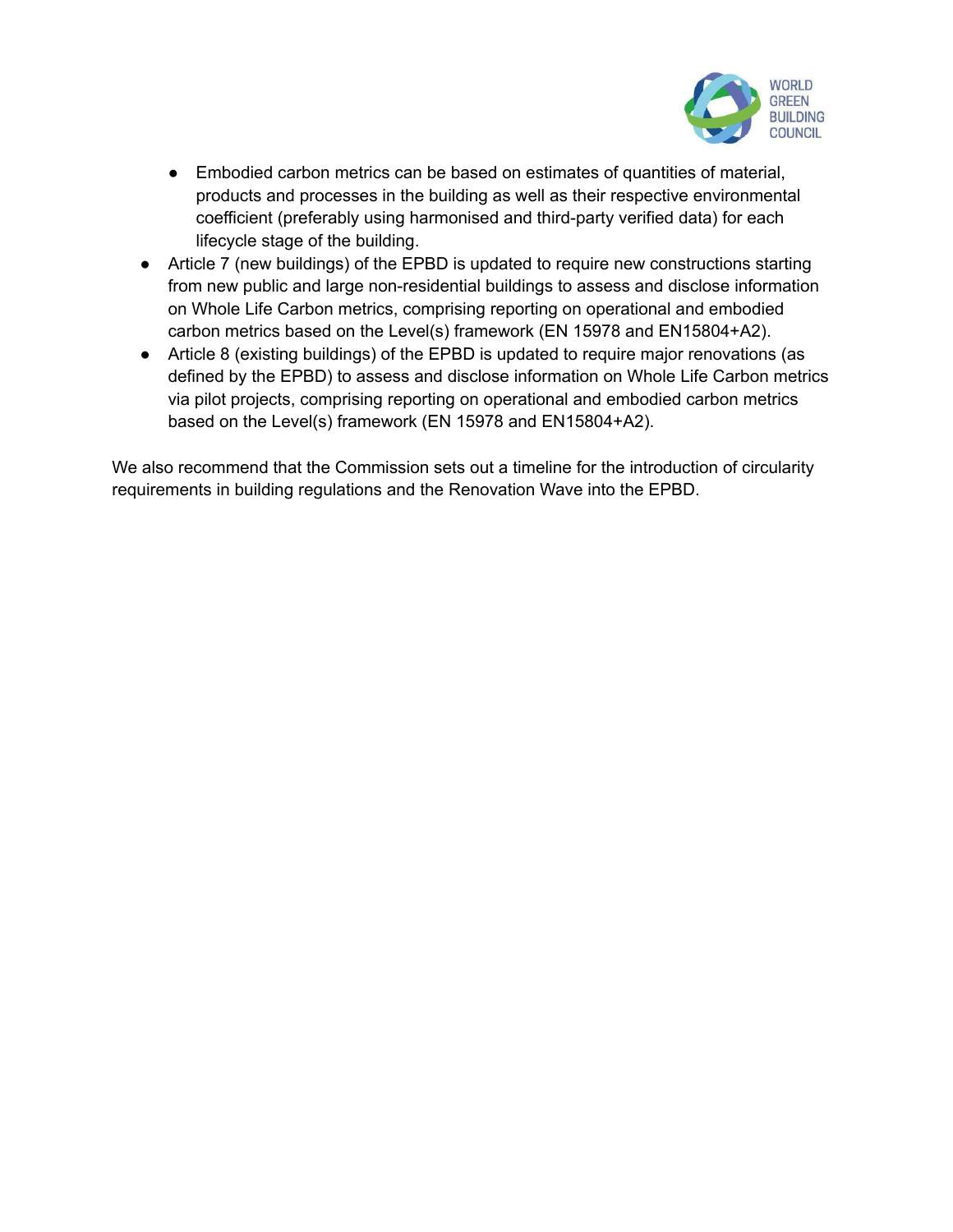- Embodied carbon metrics can be based on estimates of quantities of material, products and processes in the building as well as their respective environmental coefficient (preferably using harmonised and third-party verified data) for each lifecycle stage of the building.
- Article 7 (new buildings) of the EPBD is updated to require new constructions starting from new public and large non-residential buildings to assess and disclose information on Whole Life Carbon metrics, comprising reporting on operational and embodied carbon metrics based on the Level(s) framework (EN 15978 and EN15804+A2).
- Article 8 (existing buildings) of the EPBD is updated to require major renovations (as defined by the EPBD) to assess and disclose information on Whole Life Carbon metrics via pilot projects, comprising reporting on operational and embodied carbon metrics based on the Level(s) framework (EN 15978 and EN15804+A2).

We also recommend that the Commission sets out a timeline for the introduction of circularity requirements in building regulations and the Renovation Wave into the EPBD.